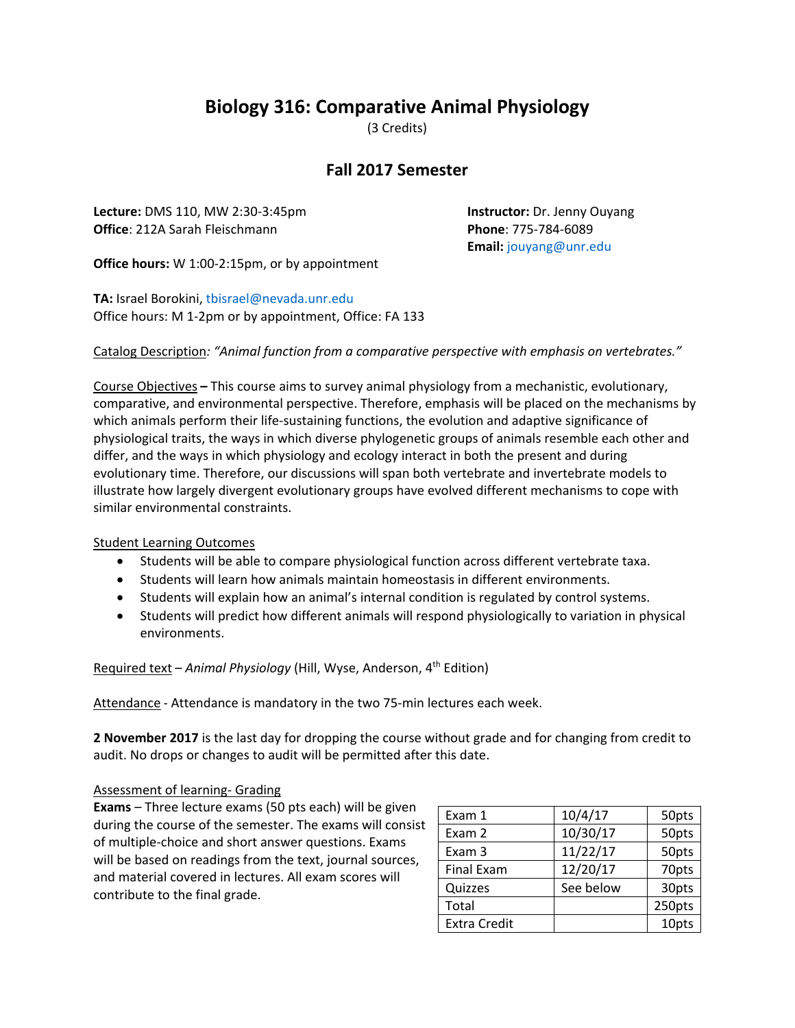# Biology 316: Comparative Animal Physiology

(3 Credits)

## Fall 2017 Semester

**Lecture:** DMS 110, MW 2:30-3:45pm
**Office**: 212A Sarah Fleischmann

**Instructor:** Dr. Jenny Ouyang
**Phone**: 775-784-6089
**Email:** jouyang@unr.edu

**Office hours:** W 1:00-2:15pm, or by appointment

**TA:** Israel Borokini, tbisrael@nevada.unr.edu
Office hours: M 1-2pm or by appointment, Office: FA 133

Catalog Description*: "Animal function from a comparative perspective with emphasis on vertebrates."*

Course Objectives **–** This course aims to survey animal physiology from a mechanistic, evolutionary, comparative, and environmental perspective. Therefore, emphasis will be placed on the mechanisms by which animals perform their life-sustaining functions, the evolution and adaptive significance of physiological traits, the ways in which diverse phylogenetic groups of animals resemble each other and differ, and the ways in which physiology and ecology interact in both the present and during evolutionary time. Therefore, our discussions will span both vertebrate and invertebrate models to illustrate how largely divergent evolutionary groups have evolved different mechanisms to cope with similar environmental constraints.

Student Learning Outcomes

- Students will be able to compare physiological function across different vertebrate taxa.
- Students will learn how animals maintain homeostasis in different environments.
- Students will explain how an animal's internal condition is regulated by control systems.
- Students will predict how different animals will respond physiologically to variation in physical environments.

Required text – *Animal Physiology* (Hill, Wyse, Anderson, 4th Edition)

Attendance - Attendance is mandatory in the two 75-min lectures each week.

**2 November 2017** is the last day for dropping the course without grade and for changing from credit to audit. No drops or changes to audit will be permitted after this date.

Assessment of learning- Grading

**Exams** – Three lecture exams (50 pts each) will be given during the course of the semester. The exams will consist of multiple-choice and short answer questions. Exams will be based on readings from the text, journal sources, and material covered in lectures. All exam scores will contribute to the final grade.

| | | |
|---|---|---|
| Exam 1 | 10/4/17 | 50pts |
| Exam 2 | 10/30/17 | 50pts |
| Exam 3 | 11/22/17 | 50pts |
| Final Exam | 12/20/17 | 70pts |
| Quizzes | See below | 30pts |
| Total | | 250pts |
| Extra Credit | | 10pts |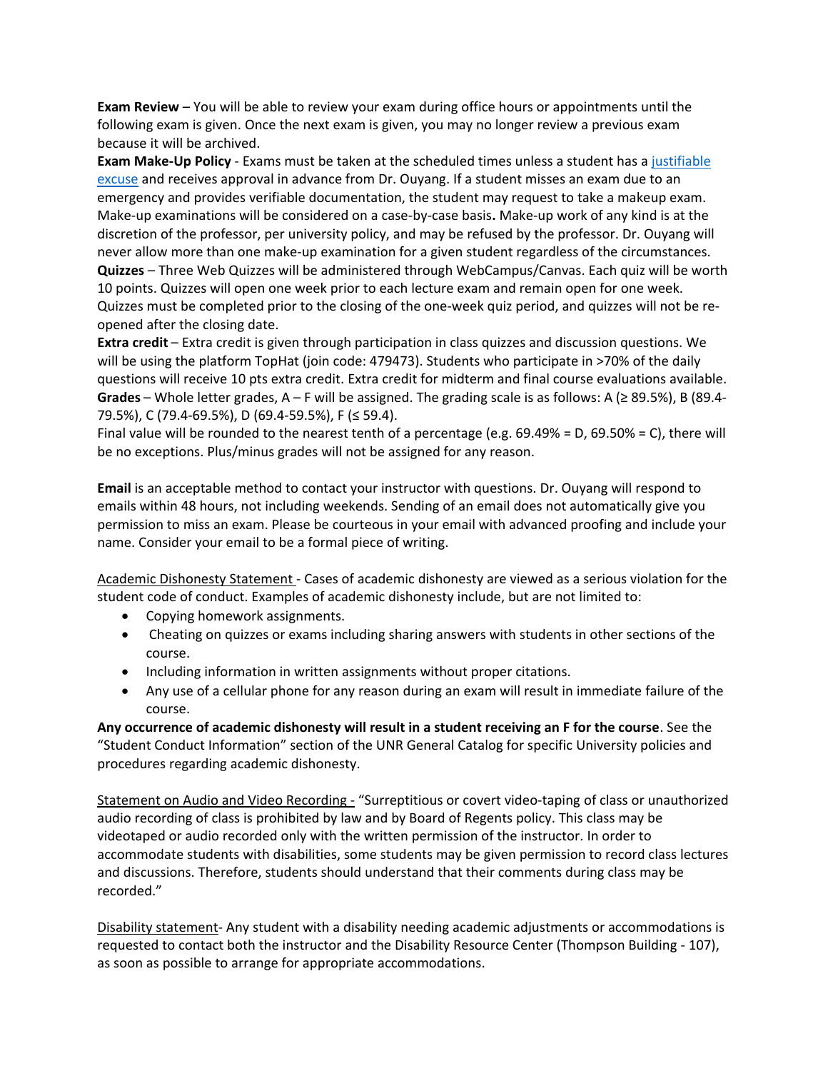**Exam Review** – You will be able to review your exam during office hours or appointments until the following exam is given. Once the next exam is given, you may no longer review a previous exam because it will be archived.

**Exam Make-Up Policy** - Exams must be taken at the scheduled times unless a student has a [justifiable excuse] and receives approval in advance from Dr. Ouyang. If a student misses an exam due to an emergency and provides verifiable documentation, the student may request to take a makeup exam. Make-up examinations will be considered on a case-by-case basis**.** Make-up work of any kind is at the discretion of the professor, per university policy, and may be refused by the professor. Dr. Ouyang will never allow more than one make-up examination for a given student regardless of the circumstances.

**Quizzes** – Three Web Quizzes will be administered through WebCampus/Canvas. Each quiz will be worth 10 points. Quizzes will open one week prior to each lecture exam and remain open for one week. Quizzes must be completed prior to the closing of the one-week quiz period, and quizzes will not be re-opened after the closing date.

**Extra credit** – Extra credit is given through participation in class quizzes and discussion questions. We will be using the platform TopHat (join code: 479473). Students who participate in >70% of the daily questions will receive 10 pts extra credit. Extra credit for midterm and final course evaluations available.

**Grades** – Whole letter grades, A – F will be assigned. The grading scale is as follows: A (≥ 89.5%), B (89.4-79.5%), C (79.4-69.5%), D (69.4-59.5%), F (≤ 59.4).

Final value will be rounded to the nearest tenth of a percentage (e.g. 69.49% = D, 69.50% = C), there will be no exceptions. Plus/minus grades will not be assigned for any reason.

**Email** is an acceptable method to contact your instructor with questions. Dr. Ouyang will respond to emails within 48 hours, not including weekends. Sending of an email does not automatically give you permission to miss an exam. Please be courteous in your email with advanced proofing and include your name. Consider your email to be a formal piece of writing.

Academic Dishonesty Statement - Cases of academic dishonesty are viewed as a serious violation for the student code of conduct. Examples of academic dishonesty include, but are not limited to:

- Copying homework assignments.
- Cheating on quizzes or exams including sharing answers with students in other sections of the course.
- Including information in written assignments without proper citations.
- Any use of a cellular phone for any reason during an exam will result in immediate failure of the course.

**Any occurrence of academic dishonesty will result in a student receiving an F for the course**. See the "Student Conduct Information" section of the UNR General Catalog for specific University policies and procedures regarding academic dishonesty.

Statement on Audio and Video Recording - "Surreptitious or covert video-taping of class or unauthorized audio recording of class is prohibited by law and by Board of Regents policy. This class may be videotaped or audio recorded only with the written permission of the instructor. In order to accommodate students with disabilities, some students may be given permission to record class lectures and discussions. Therefore, students should understand that their comments during class may be recorded."

Disability statement- Any student with a disability needing academic adjustments or accommodations is requested to contact both the instructor and the Disability Resource Center (Thompson Building - 107), as soon as possible to arrange for appropriate accommodations.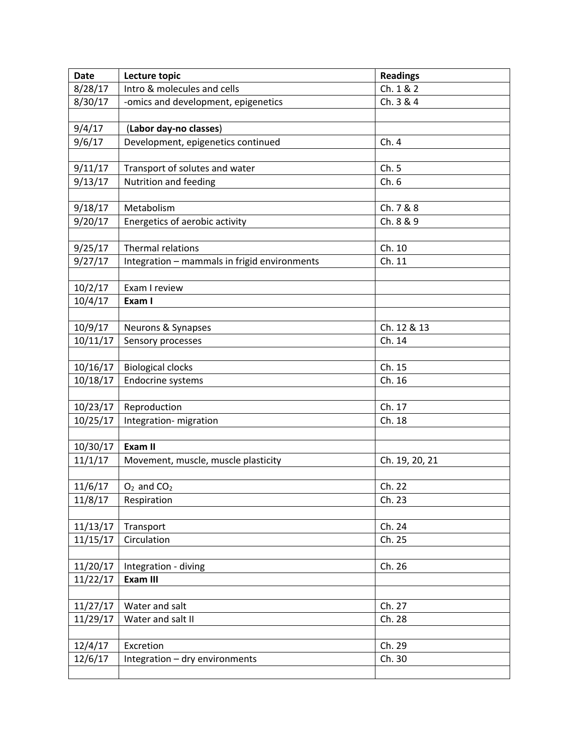| Date | Lecture topic | Readings |
|---|---|---|
| 8/28/17 | Intro & molecules and cells | Ch. 1 & 2 |
| 8/30/17 | -omics and development, epigenetics | Ch. 3 & 4 |
| | | |
| 9/4/17 | (**Labor day-no classes**) | |
| 9/6/17 | Development, epigenetics continued | Ch. 4 |
| | | |
| 9/11/17 | Transport of solutes and water | Ch. 5 |
| 9/13/17 | Nutrition and feeding | Ch. 6 |
| | | |
| 9/18/17 | Metabolism | Ch. 7 & 8 |
| 9/20/17 | Energetics of aerobic activity | Ch. 8 & 9 |
| | | |
| 9/25/17 | Thermal relations | Ch. 10 |
| 9/27/17 | Integration – mammals in frigid environments | Ch. 11 |
| | | |
| 10/2/17 | Exam I review | |
| 10/4/17 | **Exam I** | |
| | | |
| 10/9/17 | Neurons & Synapses | Ch. 12 & 13 |
| 10/11/17 | Sensory processes | Ch. 14 |
| | | |
| 10/16/17 | Biological clocks | Ch. 15 |
| 10/18/17 | Endocrine systems | Ch. 16 |
| | | |
| 10/23/17 | Reproduction | Ch. 17 |
| 10/25/17 | Integration- migration | Ch. 18 |
| | | |
| 10/30/17 | **Exam II** | |
| 11/1/17 | Movement, muscle, muscle plasticity | Ch. 19, 20, 21 |
| | | |
| 11/6/17 | $O_2$ and $CO_2$ | Ch. 22 |
| 11/8/17 | Respiration | Ch. 23 |
| | | |
| 11/13/17 | Transport | Ch. 24 |
| 11/15/17 | Circulation | Ch. 25 |
| | | |
| 11/20/17 | Integration - diving | Ch. 26 |
| 11/22/17 | **Exam III** | |
| | | |
| 11/27/17 | Water and salt | Ch. 27 |
| 11/29/17 | Water and salt II | Ch. 28 |
| | | |
| 12/4/17 | Excretion | Ch. 29 |
| 12/6/17 | Integration – dry environments | Ch. 30 |
| | | |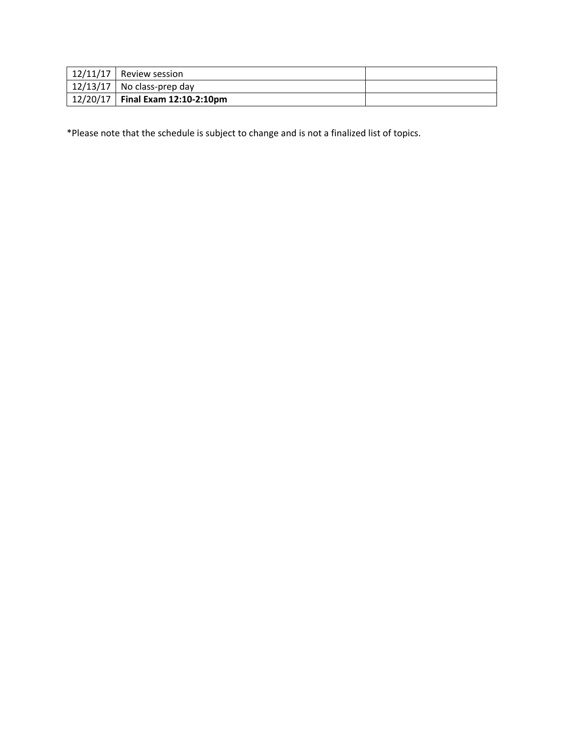| | | |
|---|---|---|
| 12/11/17 | Review session | |
| 12/13/17 | No class-prep day | |
| 12/20/17 | **Final Exam 12:10-2:10pm** | |

*Please note that the schedule is subject to change and is not a finalized list of topics.